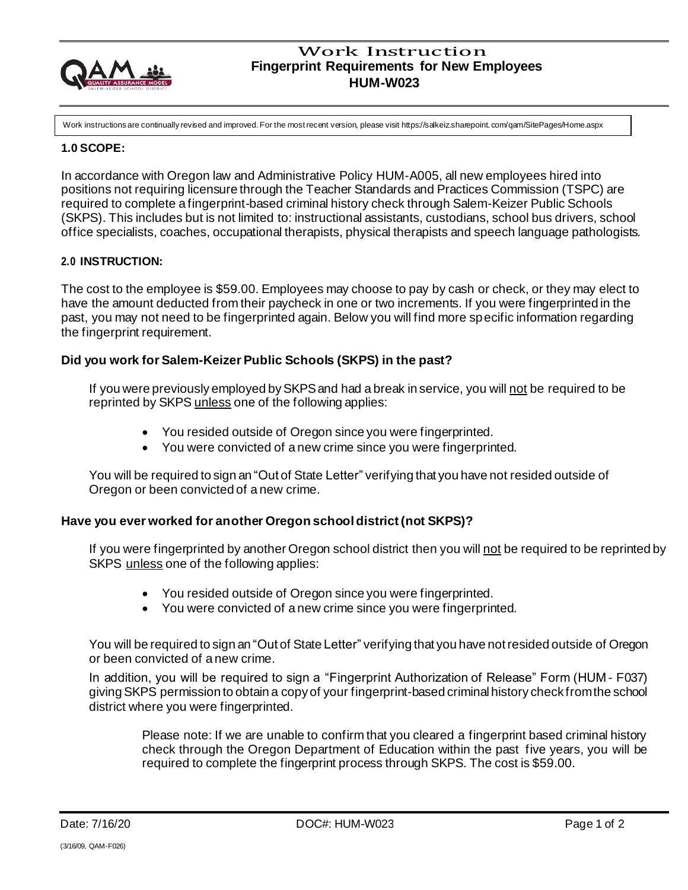# Work Instruction
## Fingerprint Requirements for New Employees
## HUM-W023

Work instructions are continually revised and improved. For the most recent version, please visit https://salkeiz.sharepoint.com/qam/SitePages/Home.aspx

### 1.0 SCOPE:

In accordance with Oregon law and Administrative Policy HUM-A005, all new employees hired into positions not requiring licensure through the Teacher Standards and Practices Commission (TSPC) are required to complete a fingerprint-based criminal history check through Salem-Keizer Public Schools (SKPS). This includes but is not limited to: instructional assistants, custodians, school bus drivers, school office specialists, coaches, occupational therapists, physical therapists and speech language pathologists.

### 2.0 INSTRUCTION:

The cost to the employee is $59.00. Employees may choose to pay by cash or check, or they may elect to have the amount deducted from their paycheck in one or two increments. If you were fingerprinted in the past, you may not need to be fingerprinted again. Below you will find more specific information regarding the fingerprint requirement.

**Did you work for Salem-Keizer Public Schools (SKPS) in the past?**

If you were previously employed by SKPS and had a break in service, you will <u>not</u> be required to be reprinted by SKPS <u>unless</u> one of the following applies:

- You resided outside of Oregon since you were fingerprinted.
- You were convicted of a new crime since you were fingerprinted.

You will be required to sign an "Out of State Letter" verifying that you have not resided outside of Oregon or been convicted of a new crime.

**Have you ever worked for another Oregon school district (not SKPS)?**

If you were fingerprinted by another Oregon school district then you will <u>not</u> be required to be reprinted by SKPS <u>unless</u> one of the following applies:

- You resided outside of Oregon since you were fingerprinted.
- You were convicted of a new crime since you were fingerprinted.

You will be required to sign an "Out of State Letter" verifying that you have not resided outside of Oregon or been convicted of a new crime.

In addition, you will be required to sign a "Fingerprint Authorization of Release" Form (HUM- F037) giving SKPS permission to obtain a copy of your fingerprint-based criminal history check from the school district where you were fingerprinted.

> Please note: If we are unable to confirm that you cleared a fingerprint based criminal history check through the Oregon Department of Education within the past five years, you will be required to complete the fingerprint process through SKPS. The cost is $59.00.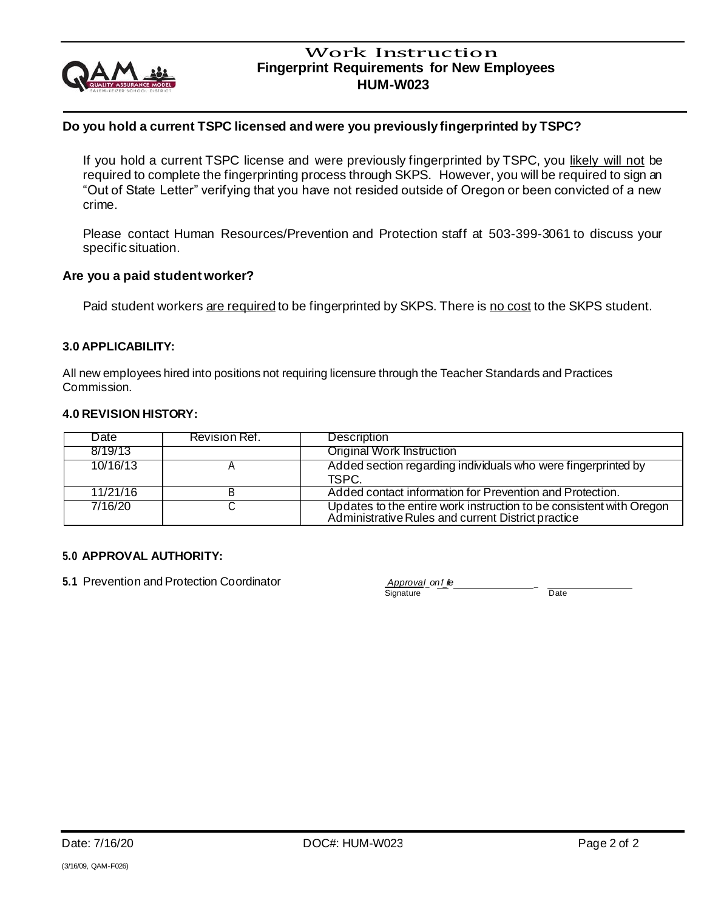### Do you hold a current TSPC licensed and were you previously fingerprinted by TSPC?

If you hold a current TSPC license and were previously fingerprinted by TSPC, you likely will not be required to complete the fingerprinting process through SKPS. However, you will be required to sign an "Out of State Letter" verifying that you have not resided outside of Oregon or been convicted of a new crime.

Please contact Human Resources/Prevention and Protection staff at 503-399-3061 to discuss your specific situation.

### Are you a paid student worker?

Paid student workers are required to be fingerprinted by SKPS. There is no cost to the SKPS student.

#### 3.0 APPLICABILITY:

All new employees hired into positions not requiring licensure through the Teacher Standards and Practices Commission.

#### 4.0 REVISION HISTORY:

| Date | Revision Ref. | Description |
|---|---|---|
| 8/19/13 | | Original Work Instruction |
| 10/16/13 | A | Added section regarding individuals who were fingerprinted by TSPC. |
| 11/21/16 | B | Added contact information for Prevention and Protection. |
| 7/16/20 | C | Updates to the entire work instruction to be consistent with Oregon Administrative Rules and current District practice |

#### 5.0 APPROVAL AUTHORITY:

**5.1** Prevention and Protection Coordinator

*Approval on file*
Signature

Date